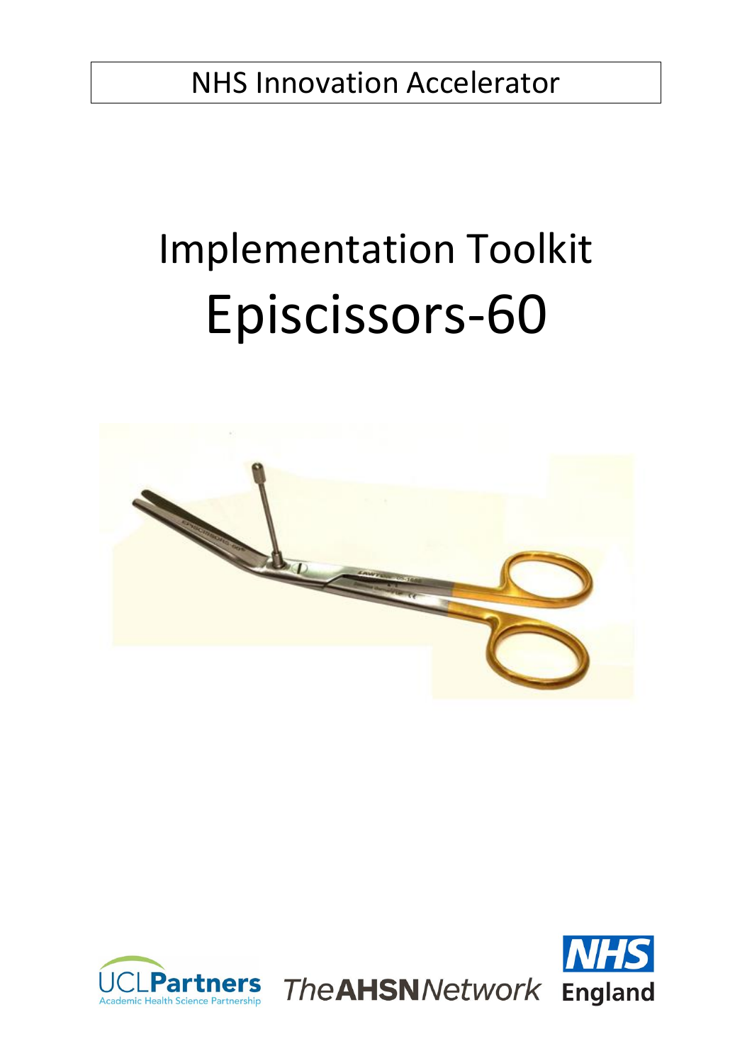NHS Innovation Accelerator

# Implementation Toolkit

# Episcissors-60

UCLPartners Academic Health Science Partnership

The AHSN Network

NHS England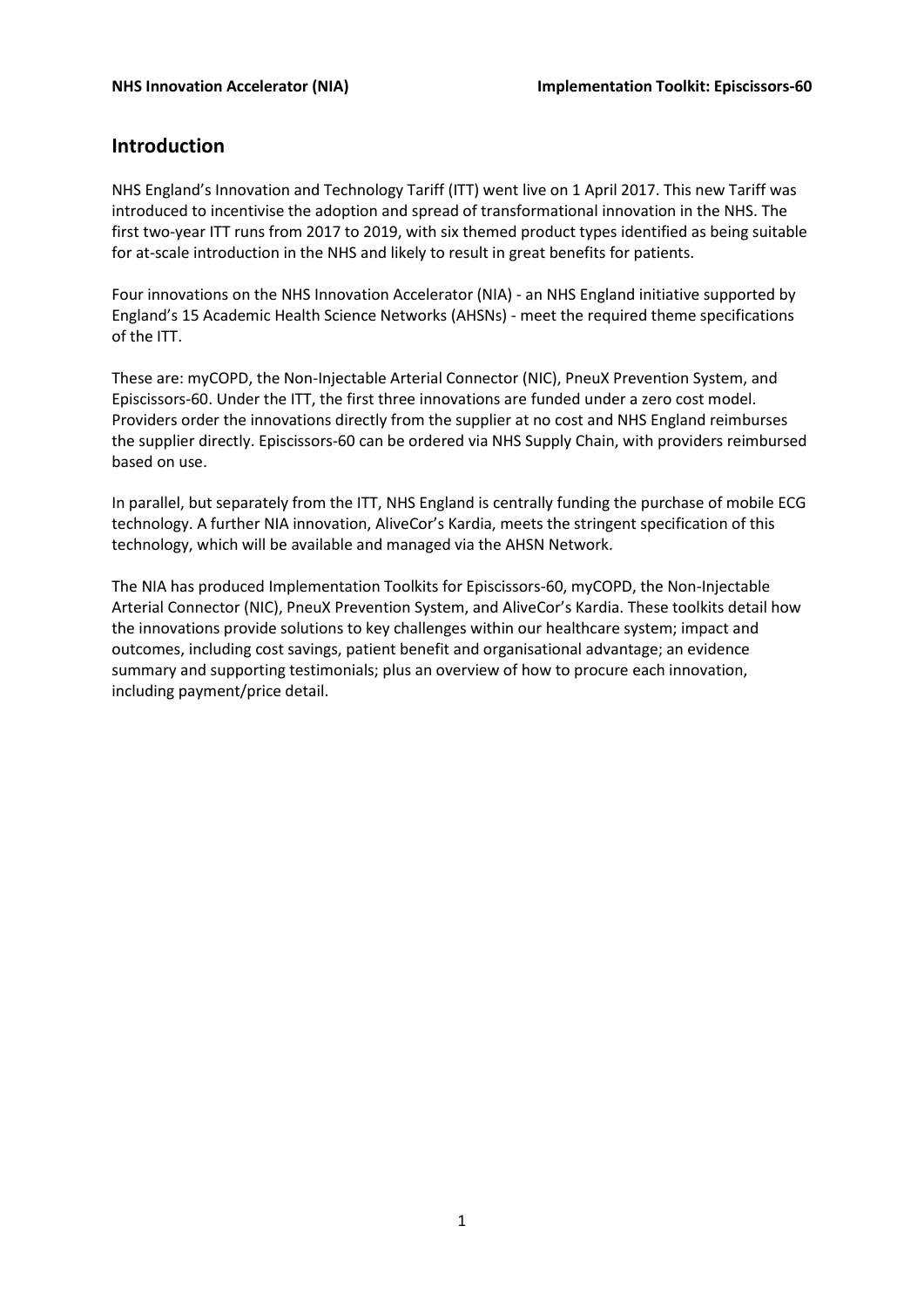## Introduction

NHS England's Innovation and Technology Tariff (ITT) went live on 1 April 2017. This new Tariff was introduced to incentivise the adoption and spread of transformational innovation in the NHS. The first two-year ITT runs from 2017 to 2019, with six themed product types identified as being suitable for at-scale introduction in the NHS and likely to result in great benefits for patients.

Four innovations on the NHS Innovation Accelerator (NIA) - an NHS England initiative supported by England's 15 Academic Health Science Networks (AHSNs) - meet the required theme specifications of the ITT.

These are: myCOPD, the Non-Injectable Arterial Connector (NIC), PneuX Prevention System, and Episcissors-60. Under the ITT, the first three innovations are funded under a zero cost model. Providers order the innovations directly from the supplier at no cost and NHS England reimburses the supplier directly. Episcissors-60 can be ordered via NHS Supply Chain, with providers reimbursed based on use.

In parallel, but separately from the ITT, NHS England is centrally funding the purchase of mobile ECG technology. A further NIA innovation, AliveCor's Kardia, meets the stringent specification of this technology, which will be available and managed via the AHSN Network.

The NIA has produced Implementation Toolkits for Episcissors-60, myCOPD, the Non-Injectable Arterial Connector (NIC), PneuX Prevention System, and AliveCor's Kardia. These toolkits detail how the innovations provide solutions to key challenges within our healthcare system; impact and outcomes, including cost savings, patient benefit and organisational advantage; an evidence summary and supporting testimonials; plus an overview of how to procure each innovation, including payment/price detail.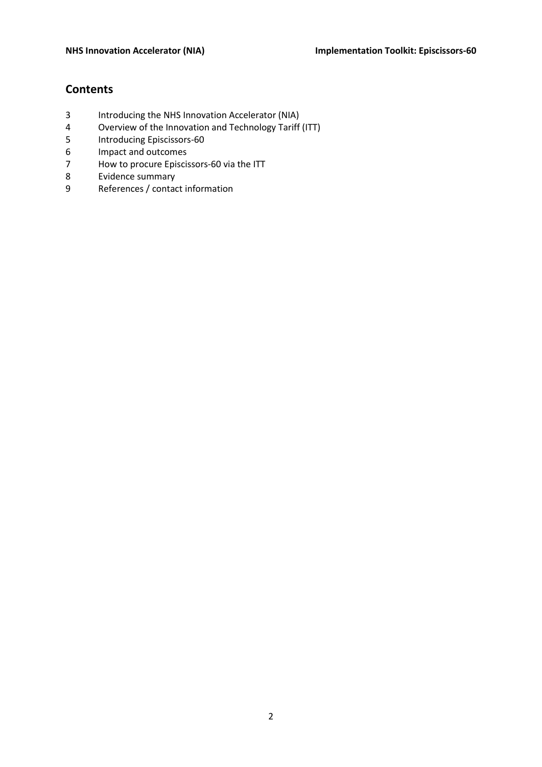## Contents

3 Introducing the NHS Innovation Accelerator (NIA)
4 Overview of the Innovation and Technology Tariff (ITT)
5 Introducing Episcissors-60
6 Impact and outcomes
7 How to procure Episcissors-60 via the ITT
8 Evidence summary
9 References / contact information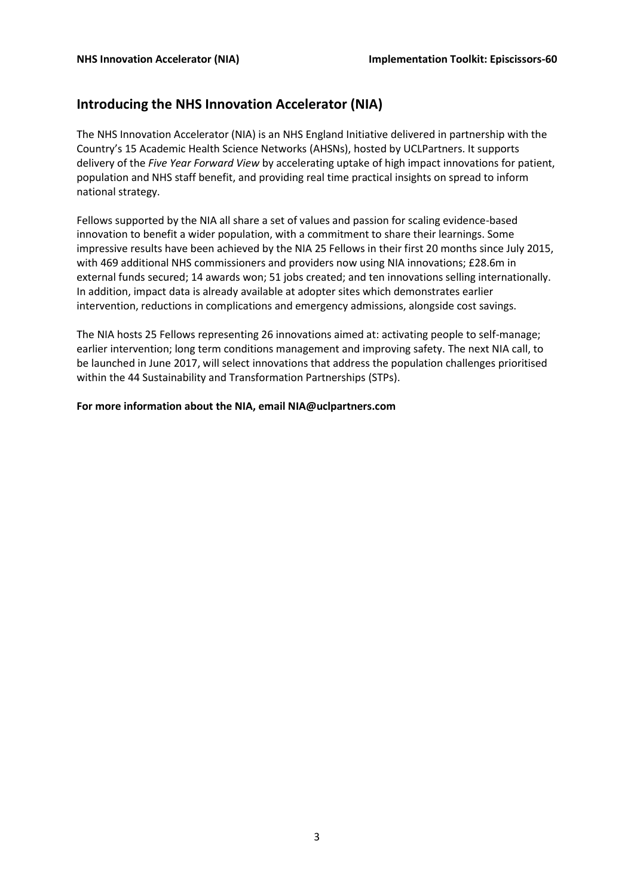## Introducing the NHS Innovation Accelerator (NIA)

The NHS Innovation Accelerator (NIA) is an NHS England Initiative delivered in partnership with the Country's 15 Academic Health Science Networks (AHSNs), hosted by UCLPartners. It supports delivery of the *Five Year Forward View* by accelerating uptake of high impact innovations for patient, population and NHS staff benefit, and providing real time practical insights on spread to inform national strategy.

Fellows supported by the NIA all share a set of values and passion for scaling evidence-based innovation to benefit a wider population, with a commitment to share their learnings. Some impressive results have been achieved by the NIA 25 Fellows in their first 20 months since July 2015, with 469 additional NHS commissioners and providers now using NIA innovations; £28.6m in external funds secured; 14 awards won; 51 jobs created; and ten innovations selling internationally. In addition, impact data is already available at adopter sites which demonstrates earlier intervention, reductions in complications and emergency admissions, alongside cost savings.

The NIA hosts 25 Fellows representing 26 innovations aimed at: activating people to self-manage; earlier intervention; long term conditions management and improving safety. The next NIA call, to be launched in June 2017, will select innovations that address the population challenges prioritised within the 44 Sustainability and Transformation Partnerships (STPs).

**For more information about the NIA, email NIA@uclpartners.com**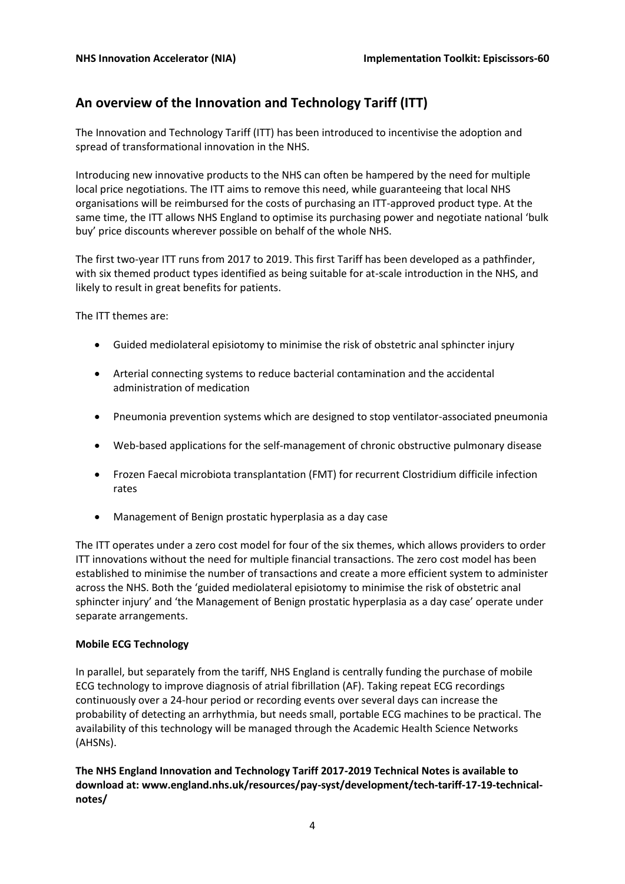## An overview of the Innovation and Technology Tariff (ITT)

The Innovation and Technology Tariff (ITT) has been introduced to incentivise the adoption and spread of transformational innovation in the NHS.

Introducing new innovative products to the NHS can often be hampered by the need for multiple local price negotiations. The ITT aims to remove this need, while guaranteeing that local NHS organisations will be reimbursed for the costs of purchasing an ITT-approved product type. At the same time, the ITT allows NHS England to optimise its purchasing power and negotiate national 'bulk buy' price discounts wherever possible on behalf of the whole NHS.

The first two-year ITT runs from 2017 to 2019. This first Tariff has been developed as a pathfinder, with six themed product types identified as being suitable for at-scale introduction in the NHS, and likely to result in great benefits for patients.

The ITT themes are:

- Guided mediolateral episiotomy to minimise the risk of obstetric anal sphincter injury
- Arterial connecting systems to reduce bacterial contamination and the accidental administration of medication
- Pneumonia prevention systems which are designed to stop ventilator-associated pneumonia
- Web-based applications for the self-management of chronic obstructive pulmonary disease
- Frozen Faecal microbiota transplantation (FMT) for recurrent Clostridium difficile infection rates
- Management of Benign prostatic hyperplasia as a day case

The ITT operates under a zero cost model for four of the six themes, which allows providers to order ITT innovations without the need for multiple financial transactions. The zero cost model has been established to minimise the number of transactions and create a more efficient system to administer across the NHS. Both the 'guided mediolateral episiotomy to minimise the risk of obstetric anal sphincter injury' and 'the Management of Benign prostatic hyperplasia as a day case' operate under separate arrangements.

**Mobile ECG Technology**

In parallel, but separately from the tariff, NHS England is centrally funding the purchase of mobile ECG technology to improve diagnosis of atrial fibrillation (AF). Taking repeat ECG recordings continuously over a 24-hour period or recording events over several days can increase the probability of detecting an arrhythmia, but needs small, portable ECG machines to be practical. The availability of this technology will be managed through the Academic Health Science Networks (AHSNs).

**The NHS England Innovation and Technology Tariff 2017-2019 Technical Notes is available to download at: www.england.nhs.uk/resources/pay-syst/development/tech-tariff-17-19-technical-notes/**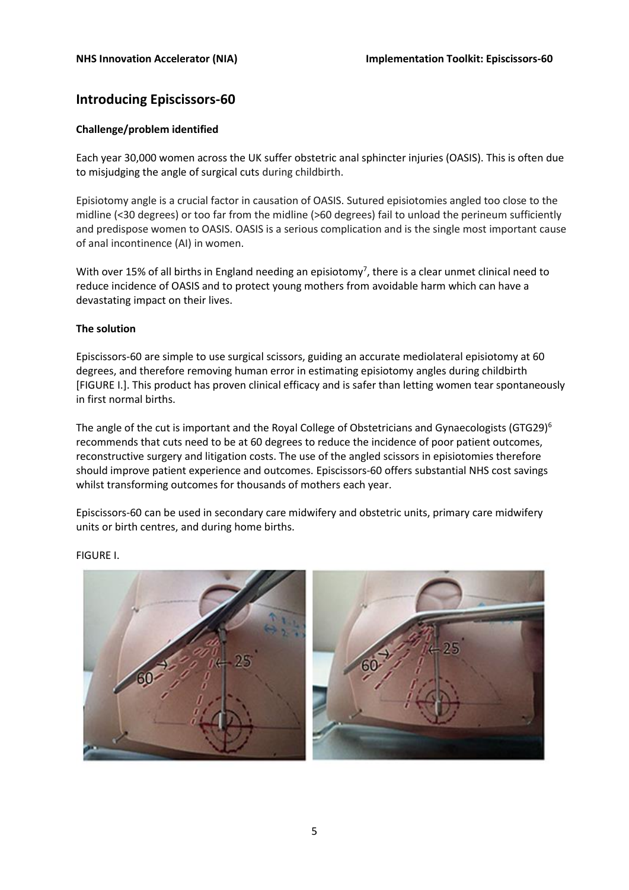# Introducing Episcissors-60

### Challenge/problem identified

Each year 30,000 women across the UK suffer obstetric anal sphincter injuries (OASIS). This is often due to misjudging the angle of surgical cuts during childbirth.

Episiotomy angle is a crucial factor in causation of OASIS. Sutured episiotomies angled too close to the midline (<30 degrees) or too far from the midline (>60 degrees) fail to unload the perineum sufficiently and predispose women to OASIS. OASIS is a serious complication and is the single most important cause of anal incontinence (AI) in women.

With over 15% of all births in England needing an episiotomy[7], there is a clear unmet clinical need to reduce incidence of OASIS and to protect young mothers from avoidable harm which can have a devastating impact on their lives.

### The solution

Episcissors-60 are simple to use surgical scissors, guiding an accurate mediolateral episiotomy at 60 degrees, and therefore removing human error in estimating episiotomy angles during childbirth [FIGURE I.]. This product has proven clinical efficacy and is safer than letting women tear spontaneously in first normal births.

The angle of the cut is important and the Royal College of Obstetricians and Gynaecologists (GTG29)[6] recommends that cuts need to be at 60 degrees to reduce the incidence of poor patient outcomes, reconstructive surgery and litigation costs. The use of the angled scissors in episiotomies therefore should improve patient experience and outcomes. Episcissors-60 offers substantial NHS cost savings whilst transforming outcomes for thousands of mothers each year.

Episcissors-60 can be used in secondary care midwifery and obstetric units, primary care midwifery units or birth centres, and during home births.

FIGURE I.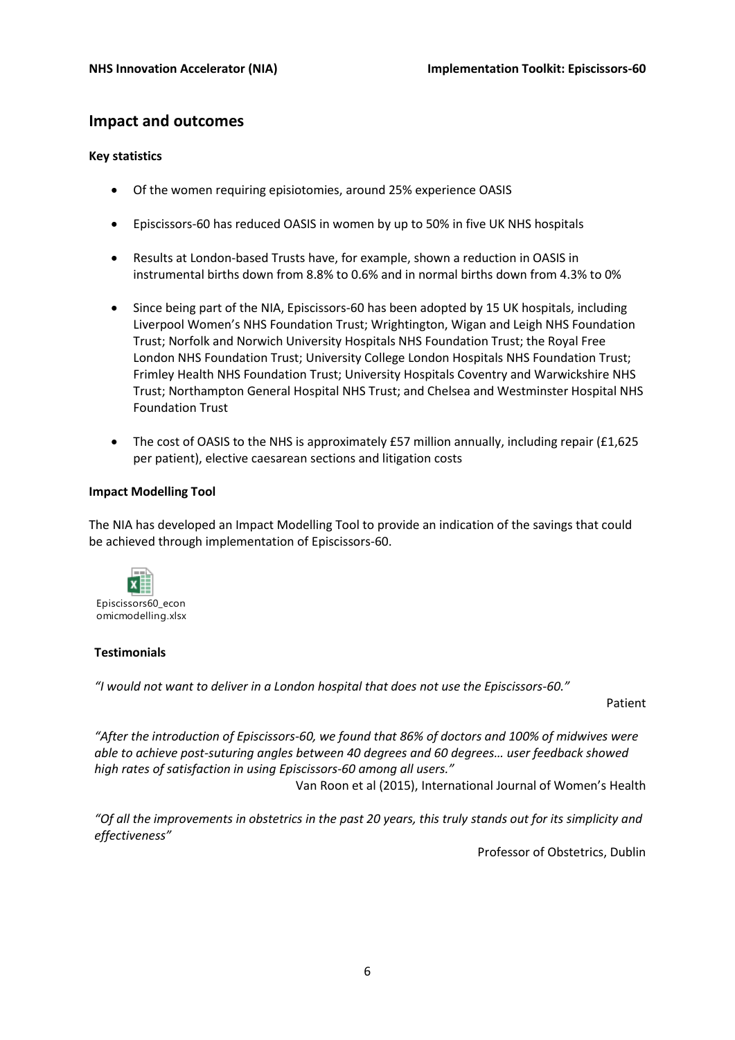## Impact and outcomes

**Key statistics**

- Of the women requiring episiotomies, around 25% experience OASIS
- Episcissors-60 has reduced OASIS in women by up to 50% in five UK NHS hospitals
- Results at London-based Trusts have, for example, shown a reduction in OASIS in instrumental births down from 8.8% to 0.6% and in normal births down from 4.3% to 0%
- Since being part of the NIA, Episcissors-60 has been adopted by 15 UK hospitals, including Liverpool Women's NHS Foundation Trust; Wrightington, Wigan and Leigh NHS Foundation Trust; Norfolk and Norwich University Hospitals NHS Foundation Trust; the Royal Free London NHS Foundation Trust; University College London Hospitals NHS Foundation Trust; Frimley Health NHS Foundation Trust; University Hospitals Coventry and Warwickshire NHS Trust; Northampton General Hospital NHS Trust; and Chelsea and Westminster Hospital NHS Foundation Trust
- The cost of OASIS to the NHS is approximately £57 million annually, including repair (£1,625 per patient), elective caesarean sections and litigation costs

**Impact Modelling Tool**

The NIA has developed an Impact Modelling Tool to provide an indication of the savings that could be achieved through implementation of Episcissors-60.

Episcissors60_economicmodelling.xlsx

**Testimonials**

*"I would not want to deliver in a London hospital that does not use the Episcissors-60."*

Patient

*"After the introduction of Episcissors-60, we found that 86% of doctors and 100% of midwives were able to achieve post-suturing angles between 40 degrees and 60 degrees… user feedback showed high rates of satisfaction in using Episcissors-60 among all users."*

Van Roon et al (2015), International Journal of Women's Health

*"Of all the improvements in obstetrics in the past 20 years, this truly stands out for its simplicity and effectiveness"*

Professor of Obstetrics, Dublin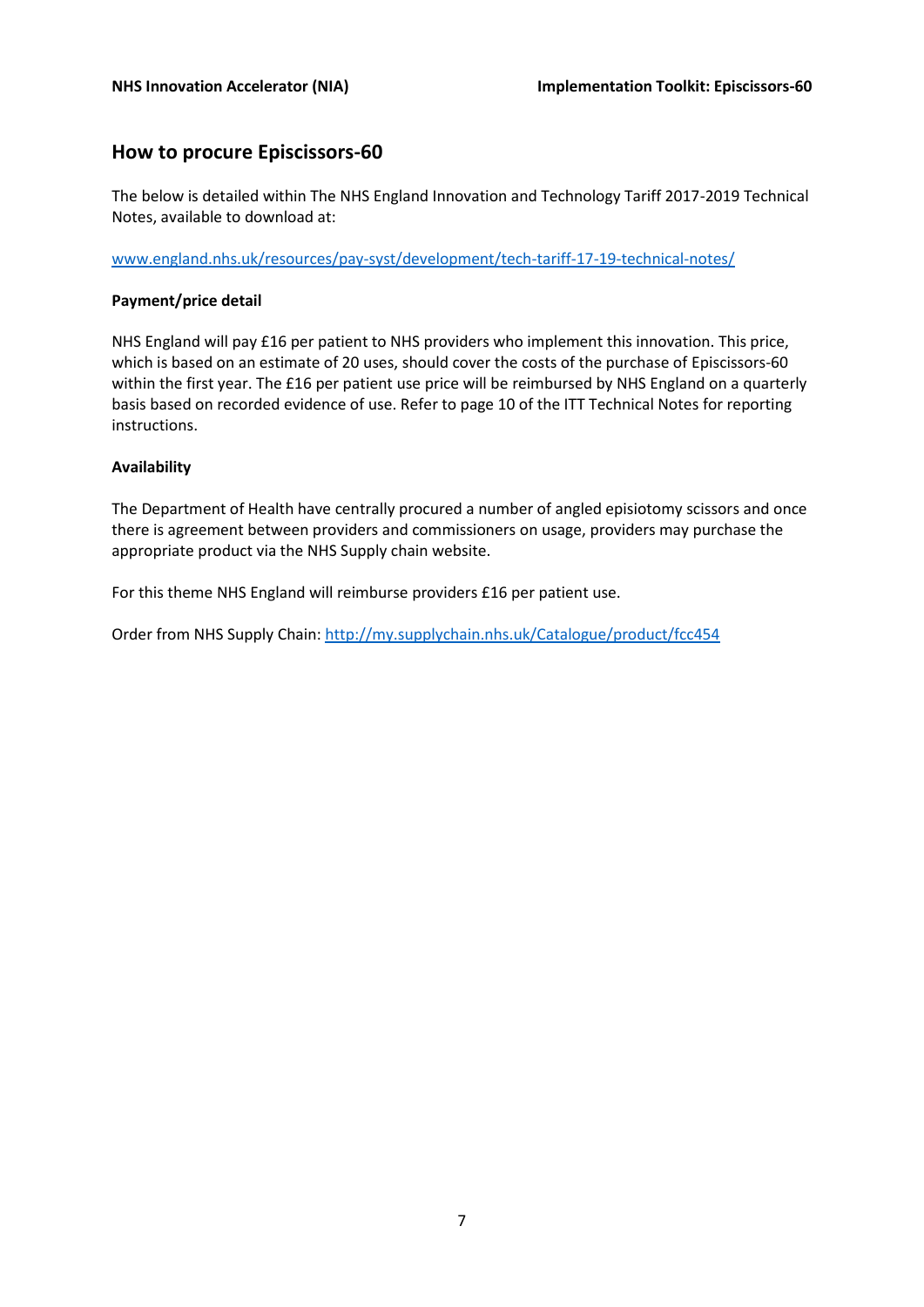## How to procure Episcissors-60

The below is detailed within The NHS England Innovation and Technology Tariff 2017-2019 Technical Notes, available to download at:

[www.england.nhs.uk/resources/pay-syst/development/tech-tariff-17-19-technical-notes/](www.england.nhs.uk/resources/pay-syst/development/tech-tariff-17-19-technical-notes/)

**Payment/price detail**

NHS England will pay £16 per patient to NHS providers who implement this innovation. This price, which is based on an estimate of 20 uses, should cover the costs of the purchase of Episcissors-60 within the first year. The £16 per patient use price will be reimbursed by NHS England on a quarterly basis based on recorded evidence of use. Refer to page 10 of the ITT Technical Notes for reporting instructions.

**Availability**

The Department of Health have centrally procured a number of angled episiotomy scissors and once there is agreement between providers and commissioners on usage, providers may purchase the appropriate product via the NHS Supply chain website.

For this theme NHS England will reimburse providers £16 per patient use.

Order from NHS Supply Chain: [http://my.supplychain.nhs.uk/Catalogue/product/fcc454](http://my.supplychain.nhs.uk/Catalogue/product/fcc454)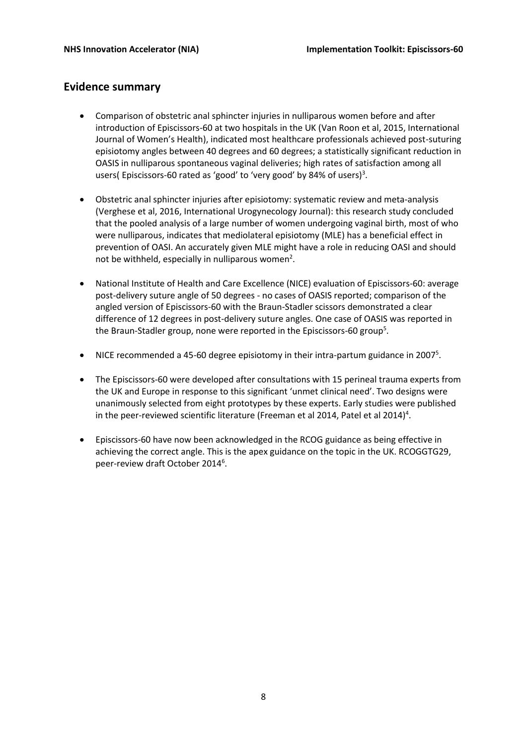## Evidence summary

- Comparison of obstetric anal sphincter injuries in nulliparous women before and after introduction of Episcissors-60 at two hospitals in the UK (Van Roon et al, 2015, International Journal of Women's Health), indicated most healthcare professionals achieved post-suturing episiotomy angles between 40 degrees and 60 degrees; a statistically significant reduction in OASIS in nulliparous spontaneous vaginal deliveries; high rates of satisfaction among all users( Episcissors-60 rated as 'good' to 'very good' by 84% of users)[3].

- Obstetric anal sphincter injuries after episiotomy: systematic review and meta-analysis (Verghese et al, 2016, International Urogynecology Journal): this research study concluded that the pooled analysis of a large number of women undergoing vaginal birth, most of who were nulliparous, indicates that mediolateral episiotomy (MLE) has a beneficial effect in prevention of OASI. An accurately given MLE might have a role in reducing OASI and should not be withheld, especially in nulliparous women[2].

- National Institute of Health and Care Excellence (NICE) evaluation of Episcissors-60: average post-delivery suture angle of 50 degrees - no cases of OASIS reported; comparison of the angled version of Episcissors-60 with the Braun-Stadler scissors demonstrated a clear difference of 12 degrees in post-delivery suture angles. One case of OASIS was reported in the Braun-Stadler group, none were reported in the Episcissors-60 group[5].

- NICE recommended a 45-60 degree episiotomy in their intra-partum guidance in 2007[5].

- The Episcissors-60 were developed after consultations with 15 perineal trauma experts from the UK and Europe in response to this significant 'unmet clinical need'. Two designs were unanimously selected from eight prototypes by these experts. Early studies were published in the peer-reviewed scientific literature (Freeman et al 2014, Patel et al 2014)[4].

- Episcissors-60 have now been acknowledged in the RCOG guidance as being effective in achieving the correct angle. This is the apex guidance on the topic in the UK. RCOGGTG29, peer-review draft October 2014[6].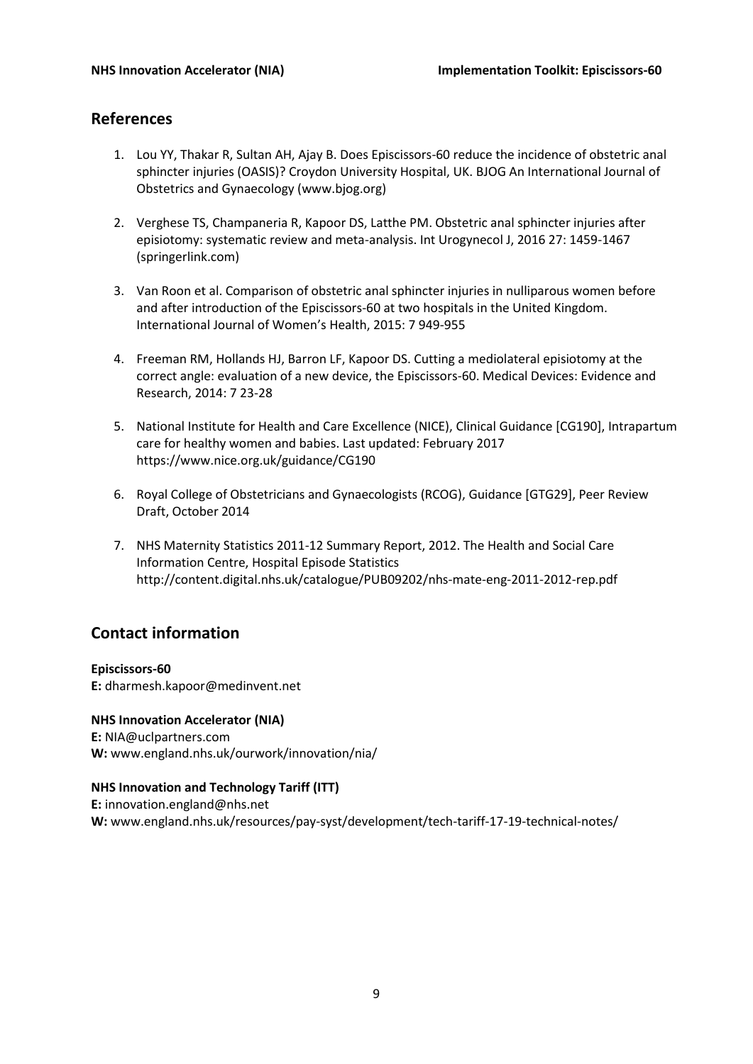## References

1. Lou YY, Thakar R, Sultan AH, Ajay B. Does Episcissors-60 reduce the incidence of obstetric anal sphincter injuries (OASIS)? Croydon University Hospital, UK. BJOG An International Journal of Obstetrics and Gynaecology (www.bjog.org)

2. Verghese TS, Champaneria R, Kapoor DS, Latthe PM. Obstetric anal sphincter injuries after episiotomy: systematic review and meta-analysis. Int Urogynecol J, 2016 27: 1459-1467 (springerlink.com)

3. Van Roon et al. Comparison of obstetric anal sphincter injuries in nulliparous women before and after introduction of the Episcissors-60 at two hospitals in the United Kingdom. International Journal of Women's Health, 2015: 7 949-955

4. Freeman RM, Hollands HJ, Barron LF, Kapoor DS. Cutting a mediolateral episiotomy at the correct angle: evaluation of a new device, the Episcissors-60. Medical Devices: Evidence and Research, 2014: 7 23-28

5. National Institute for Health and Care Excellence (NICE), Clinical Guidance [CG190], Intrapartum care for healthy women and babies. Last updated: February 2017 https://www.nice.org.uk/guidance/CG190

6. Royal College of Obstetricians and Gynaecologists (RCOG), Guidance [GTG29], Peer Review Draft, October 2014

7. NHS Maternity Statistics 2011-12 Summary Report, 2012. The Health and Social Care Information Centre, Hospital Episode Statistics http://content.digital.nhs.uk/catalogue/PUB09202/nhs-mate-eng-2011-2012-rep.pdf

## Contact information

**Episcissors-60**
**E:** dharmesh.kapoor@medinvent.net

**NHS Innovation Accelerator (NIA)**
**E:** NIA@uclpartners.com
**W:** www.england.nhs.uk/ourwork/innovation/nia/

**NHS Innovation and Technology Tariff (ITT)**
**E:** innovation.england@nhs.net
**W:** www.england.nhs.uk/resources/pay-syst/development/tech-tariff-17-19-technical-notes/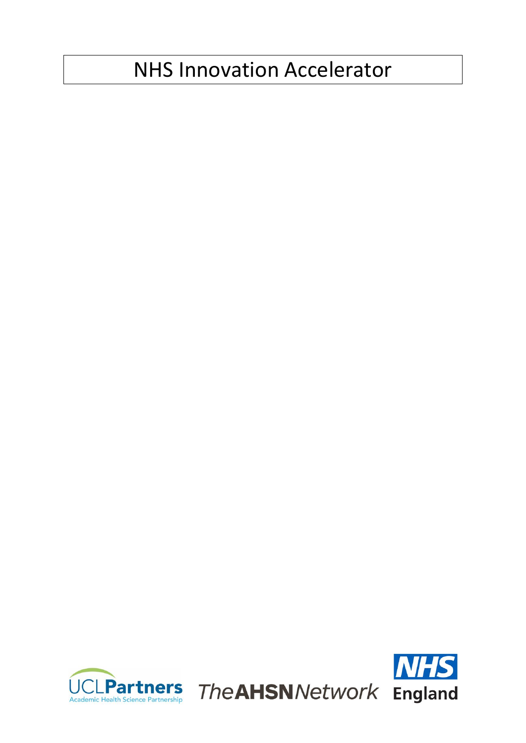NHS Innovation Accelerator

UCLPartners Academic Health Science Partnership

The AHSN Network

NHS England